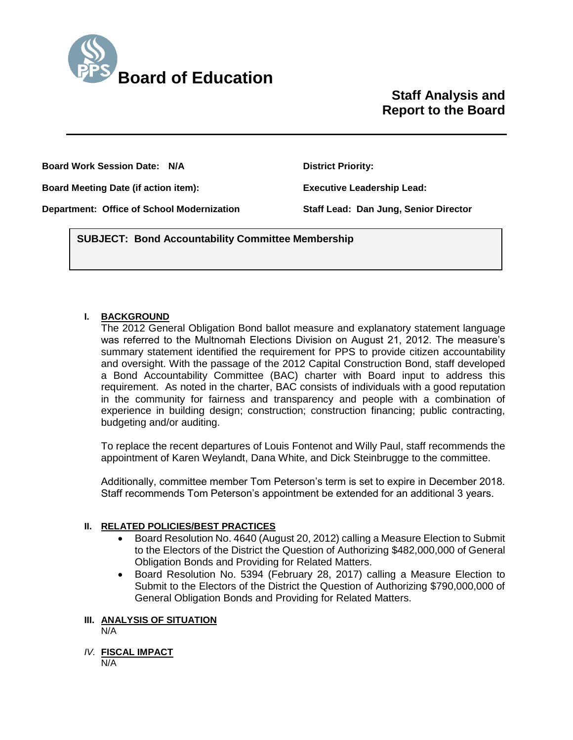# Board of Education

## Staff Analysis and Report to the Board

**Board Work Session Date: N/A**

**Board Meeting Date (if action item):**

**Department: Office of School Modernization**

**District Priority:**

**Executive Leadership Lead:**

**Staff Lead: Dan Jung, Senior Director**

**SUBJECT: Bond Accountability Committee Membership**

### I. BACKGROUND

The 2012 General Obligation Bond ballot measure and explanatory statement language was referred to the Multnomah Elections Division on August 21, 2012. The measure's summary statement identified the requirement for PPS to provide citizen accountability and oversight. With the passage of the 2012 Capital Construction Bond, staff developed a Bond Accountability Committee (BAC) charter with Board input to address this requirement. As noted in the charter, BAC consists of individuals with a good reputation in the community for fairness and transparency and people with a combination of experience in building design; construction; construction financing; public contracting, budgeting and/or auditing.

To replace the recent departures of Louis Fontenot and Willy Paul, staff recommends the appointment of Karen Weylandt, Dana White, and Dick Steinbrugge to the committee.

Additionally, committee member Tom Peterson's term is set to expire in December 2018. Staff recommends Tom Peterson's appointment be extended for an additional 3 years.

### II. RELATED POLICIES/BEST PRACTICES

- Board Resolution No. 4640 (August 20, 2012) calling a Measure Election to Submit to the Electors of the District the Question of Authorizing $482,000,000 of General Obligation Bonds and Providing for Related Matters.
- Board Resolution No. 5394 (February 28, 2017) calling a Measure Election to Submit to the Electors of the District the Question of Authorizing $790,000,000 of General Obligation Bonds and Providing for Related Matters.

### III. ANALYSIS OF SITUATION

N/A

### IV. FISCAL IMPACT

N/A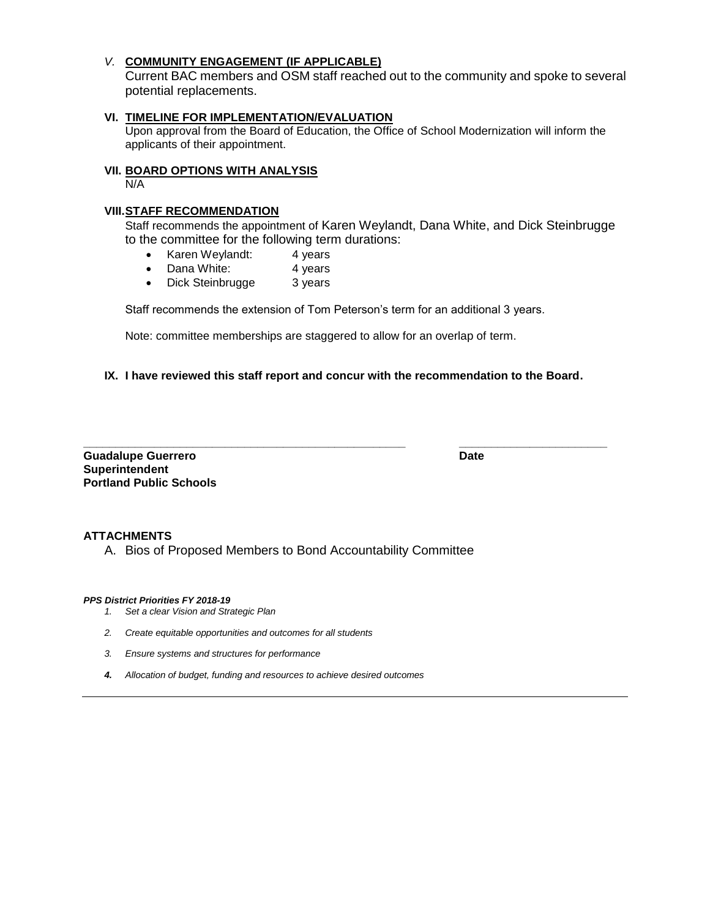*V.* **COMMUNITY ENGAGEMENT (IF APPLICABLE)**

Current BAC members and OSM staff reached out to the community and spoke to several potential replacements.

**VI. TIMELINE FOR IMPLEMENTATION/EVALUATION**

Upon approval from the Board of Education, the Office of School Modernization will inform the applicants of their appointment.

**VII. BOARD OPTIONS WITH ANALYSIS**

N/A

**VIII. STAFF RECOMMENDATION**

Staff recommends the appointment of Karen Weylandt, Dana White, and Dick Steinbrugge to the committee for the following term durations:

- Karen Weylandt: 4 years
- Dana White: 4 years
- Dick Steinbrugge 3 years

Staff recommends the extension of Tom Peterson's term for an additional 3 years.

Note: committee memberships are staggered to allow for an overlap of term.

**IX. I have reviewed this staff report and concur with the recommendation to the Board.**

\_\_\_\_\_\_\_\_\_\_\_\_\_\_\_\_\_\_\_\_\_\_\_\_\_\_\_\_\_\_\_\_\_\_\_\_\_\_\_\_\_\_\_\_\_\_\_\_ \_\_\_\_\_\_\_\_\_\_\_\_\_\_\_\_\_\_\_\_\_\_\_\_

**Guadalupe Guerrero** **Date**
**Superintendent**
**Portland Public Schools**

**ATTACHMENTS**

A. Bios of Proposed Members to Bond Accountability Committee

***PPS District Priorities FY 2018-19***

1. *Set a clear Vision and Strategic Plan*
2. *Create equitable opportunities and outcomes for all students*
3. *Ensure systems and structures for performance*
4. ***Allocation of budget, funding and resources to achieve desired outcomes***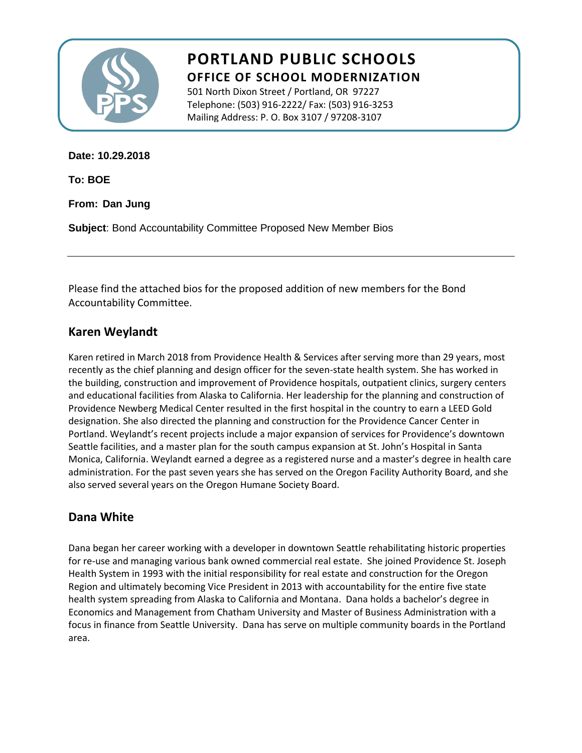# PORTLAND PUBLIC SCHOOLS
## OFFICE OF SCHOOL MODERNIZATION

501 North Dixon Street / Portland, OR 97227
Telephone: (503) 916-2222/ Fax: (503) 916-3253
Mailing Address: P. O. Box 3107 / 97208-3107

**Date: 10.29.2018**

**To: BOE**

**From: Dan Jung**

**Subject**: Bond Accountability Committee Proposed New Member Bios

---

Please find the attached bios for the proposed addition of new members for the Bond Accountability Committee.

## Karen Weylandt

Karen retired in March 2018 from Providence Health & Services after serving more than 29 years, most recently as the chief planning and design officer for the seven-state health system. She has worked in the building, construction and improvement of Providence hospitals, outpatient clinics, surgery centers and educational facilities from Alaska to California. Her leadership for the planning and construction of Providence Newberg Medical Center resulted in the first hospital in the country to earn a LEED Gold designation. She also directed the planning and construction for the Providence Cancer Center in Portland. Weylandt's recent projects include a major expansion of services for Providence's downtown Seattle facilities, and a master plan for the south campus expansion at St. John's Hospital in Santa Monica, California. Weylandt earned a degree as a registered nurse and a master's degree in health care administration. For the past seven years she has served on the Oregon Facility Authority Board, and she also served several years on the Oregon Humane Society Board.

## Dana White

Dana began her career working with a developer in downtown Seattle rehabilitating historic properties for re-use and managing various bank owned commercial real estate. She joined Providence St. Joseph Health System in 1993 with the initial responsibility for real estate and construction for the Oregon Region and ultimately becoming Vice President in 2013 with accountability for the entire five state health system spreading from Alaska to California and Montana. Dana holds a bachelor's degree in Economics and Management from Chatham University and Master of Business Administration with a focus in finance from Seattle University. Dana has serve on multiple community boards in the Portland area.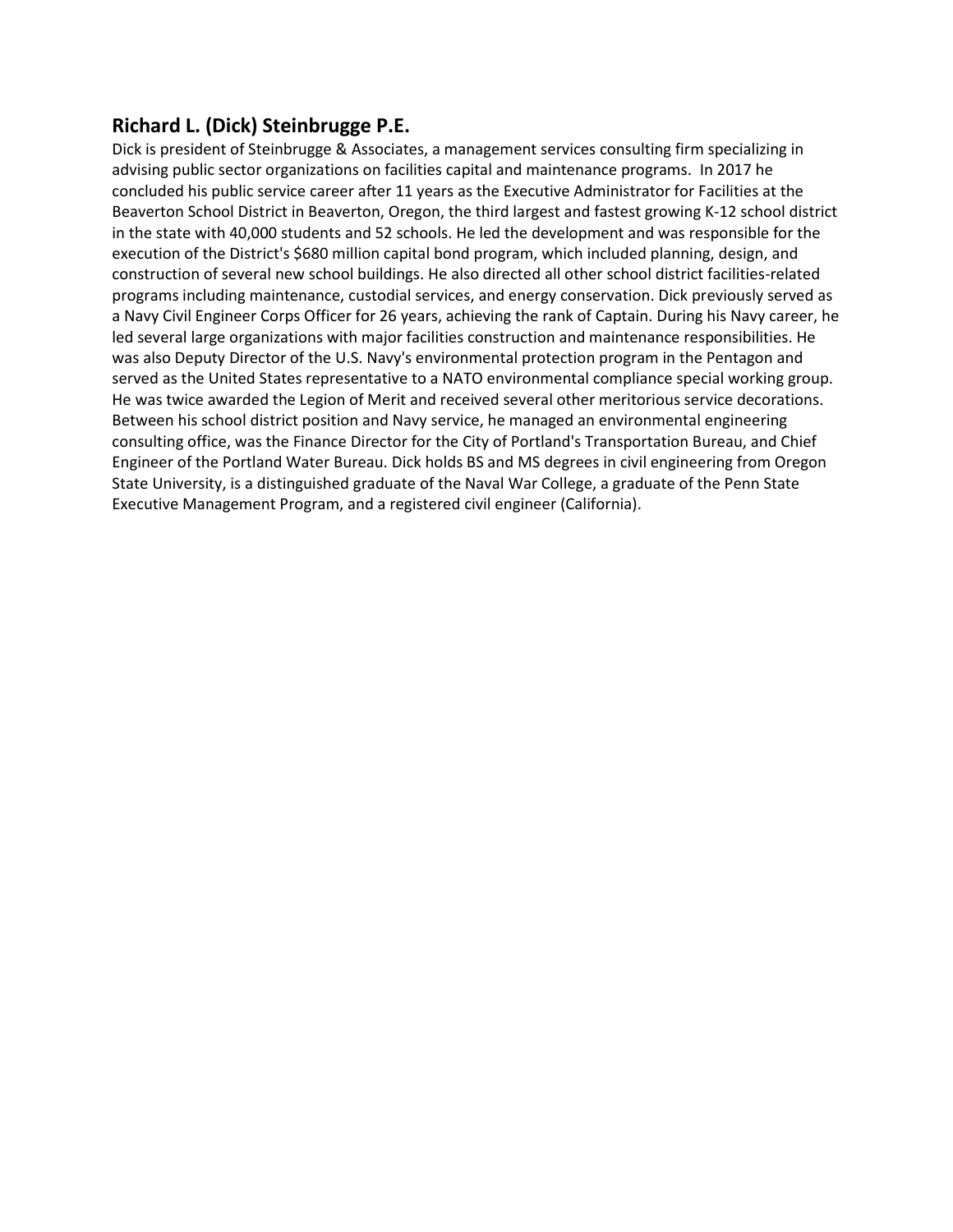## Richard L. (Dick) Steinbrugge P.E.

Dick is president of Steinbrugge & Associates, a management services consulting firm specializing in advising public sector organizations on facilities capital and maintenance programs. In 2017 he concluded his public service career after 11 years as the Executive Administrator for Facilities at the Beaverton School District in Beaverton, Oregon, the third largest and fastest growing K-12 school district in the state with 40,000 students and 52 schools. He led the development and was responsible for the execution of the District's $680 million capital bond program, which included planning, design, and construction of several new school buildings. He also directed all other school district facilities-related programs including maintenance, custodial services, and energy conservation. Dick previously served as a Navy Civil Engineer Corps Officer for 26 years, achieving the rank of Captain. During his Navy career, he led several large organizations with major facilities construction and maintenance responsibilities. He was also Deputy Director of the U.S. Navy's environmental protection program in the Pentagon and served as the United States representative to a NATO environmental compliance special working group. He was twice awarded the Legion of Merit and received several other meritorious service decorations. Between his school district position and Navy service, he managed an environmental engineering consulting office, was the Finance Director for the City of Portland's Transportation Bureau, and Chief Engineer of the Portland Water Bureau. Dick holds BS and MS degrees in civil engineering from Oregon State University, is a distinguished graduate of the Naval War College, a graduate of the Penn State Executive Management Program, and a registered civil engineer (California).